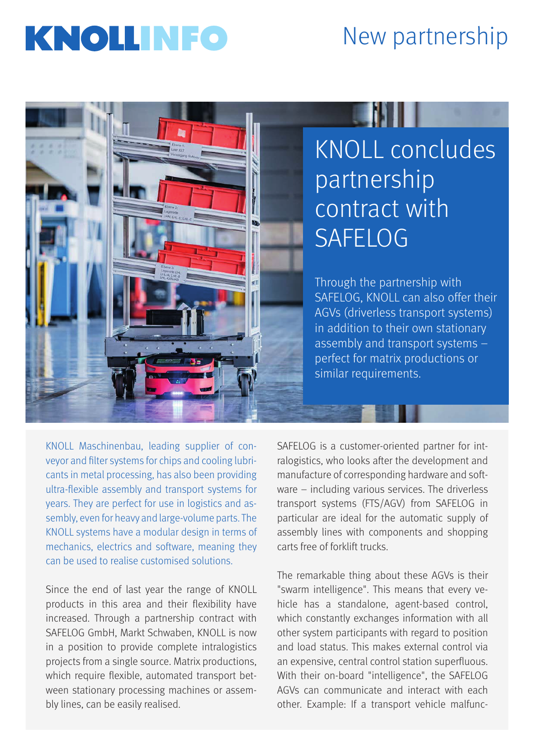# KNOLLINFO

## New partnership

# KNOLL concludes partnership contract with SAFELOG

Through the partnership with SAFELOG, KNOLL can also offer their AGVs (driverless transport systems) in addition to their own stationary assembly and transport systems – perfect for matrix productions or similar requirements.

KNOLL Maschinenbau, leading supplier of conveyor and filter systems for chips and cooling lubricants in metal processing, has also been providing ultra-flexible assembly and transport systems for years. They are perfect for use in logistics and assembly, even for heavy and large-volume parts. The KNOLL systems have a modular design in terms of mechanics, electrics and software, meaning they can be used to realise customised solutions.

Since the end of last year the range of KNOLL products in this area and their flexibility have increased. Through a partnership contract with SAFELOG GmbH, Markt Schwaben, KNOLL is now in a position to provide complete intralogistics projects from a single source. Matrix productions, which require flexible, automated transport between stationary processing machines or assembly lines, can be easily realised.

SAFELOG is a customer-oriented partner for intralogistics, who looks after the development and manufacture of corresponding hardware and software – including various services. The driverless transport systems (FTS/AGV) from SAFELOG in particular are ideal for the automatic supply of assembly lines with components and shopping carts free of forklift trucks.

The remarkable thing about these AGVs is their "swarm intelligence". This means that every vehicle has a standalone, agent-based control, which constantly exchanges information with all other system participants with regard to position and load status. This makes external control via an expensive, central control station superfluous. With their on-board "intelligence", the SAFELOG AGVs can communicate and interact with each other. Example: If a transport vehicle malfunc-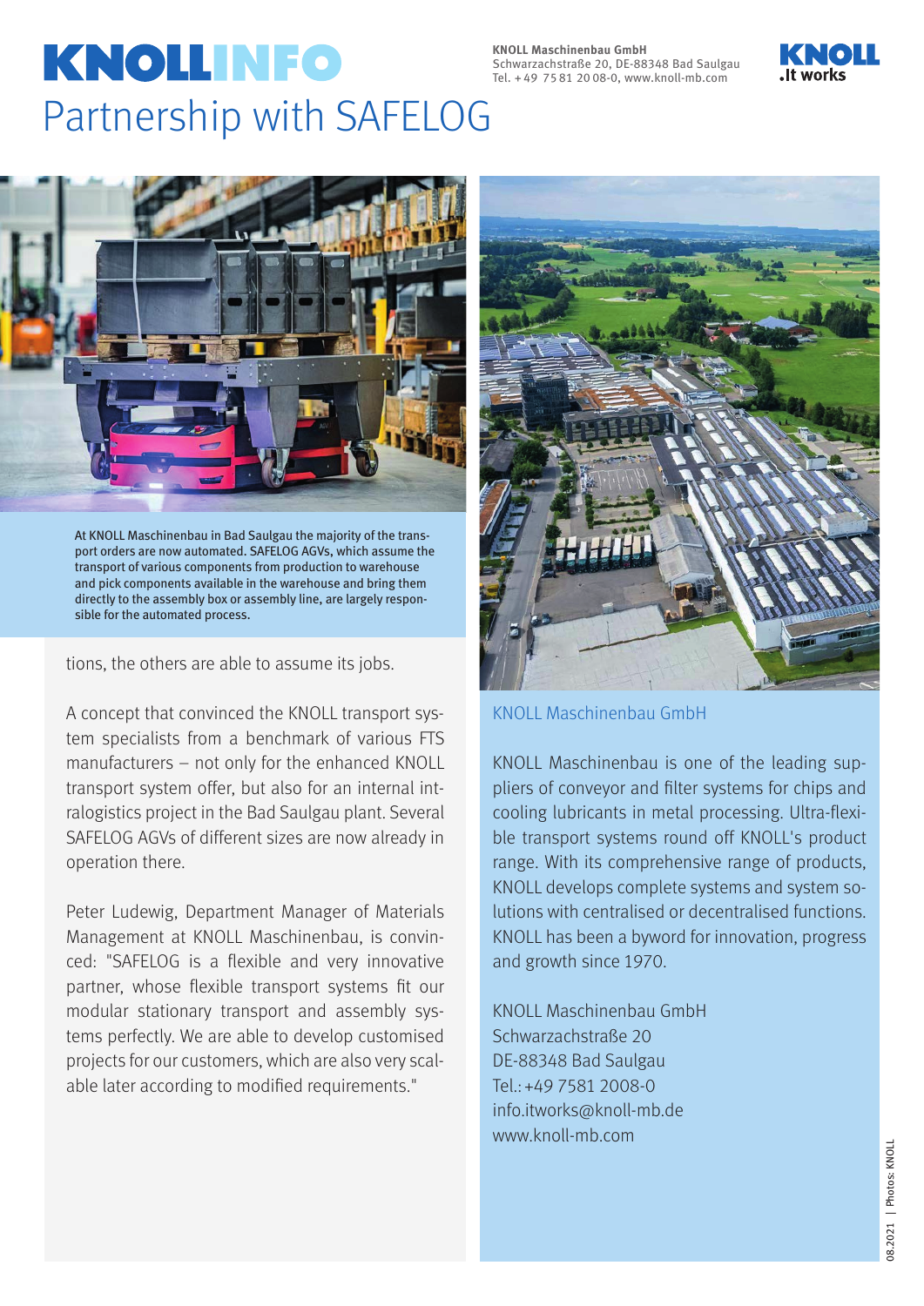# KNOLLINFO

KNOLL Maschinenbau GmbH
Schwarzachstraße 20, DE-88348 Bad Saulgau
Tel. +49 7581 2008-0, www.knoll-mb.com

## Partnership with SAFELOG

At KNOLL Maschinenbau in Bad Saulgau the majority of the transport orders are now automated. SAFELOG AGVs, which assume the transport of various components from production to warehouse and pick components available in the warehouse and bring them directly to the assembly box or assembly line, are largely responsible for the automated process.

tions, the others are able to assume its jobs.

A concept that convinced the KNOLL transport system specialists from a benchmark of various FTS manufacturers – not only for the enhanced KNOLL transport system offer, but also for an internal intralogistics project in the Bad Saulgau plant. Several SAFELOG AGVs of different sizes are now already in operation there.

Peter Ludewig, Department Manager of Materials Management at KNOLL Maschinenbau, is convinced: "SAFELOG is a flexible and very innovative partner, whose flexible transport systems fit our modular stationary transport and assembly systems perfectly. We are able to develop customised projects for our customers, which are also very scalable later according to modified requirements."

### KNOLL Maschinenbau GmbH

KNOLL Maschinenbau is one of the leading suppliers of conveyor and filter systems for chips and cooling lubricants in metal processing. Ultra-flexible transport systems round off KNOLL's product range. With its comprehensive range of products, KNOLL develops complete systems and system solutions with centralised or decentralised functions. KNOLL has been a byword for innovation, progress and growth since 1970.

KNOLL Maschinenbau GmbH
Schwarzachstraße 20
DE-88348 Bad Saulgau
Tel.: +49 7581 2008-0
info.itworks@knoll-mb.de
www.knoll-mb.com

08.2021 | Photos: KNOLL